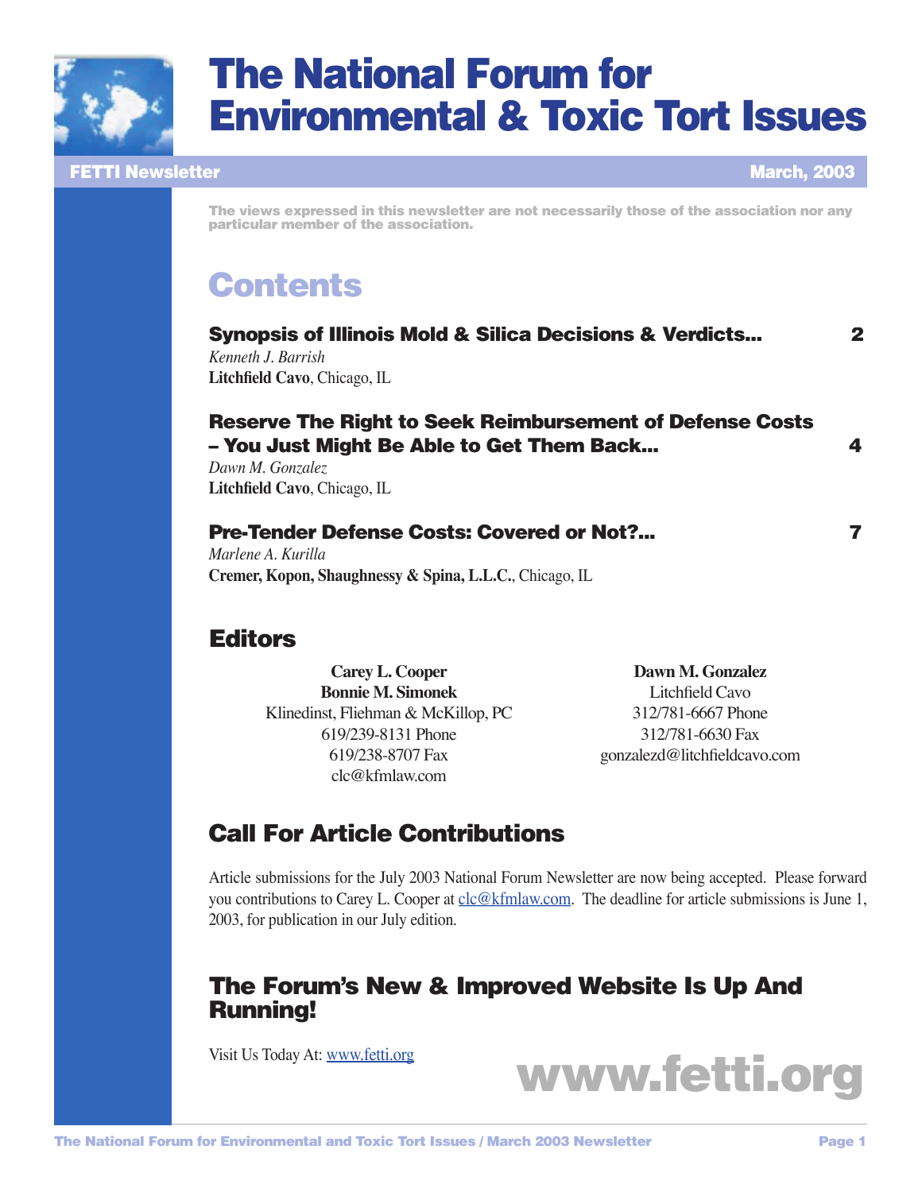# The National Forum for Environmental & Toxic Tort Issues

**FETTI Newsletter** March, 2003

The views expressed in this newsletter are not necessarily those of the association nor any particular member of the association.

## Contents

**Synopsis of Illinois Mold & Silica Decisions & Verdicts...** 2
*Kenneth J. Barrish*
**Litchfield Cavo**, Chicago, IL

**Reserve The Right to Seek Reimbursement of Defense Costs – You Just Might Be Able to Get Them Back...** 4
*Dawn M. Gonzalez*
**Litchfield Cavo**, Chicago, IL

**Pre-Tender Defense Costs: Covered or Not?...** 7
*Marlene A. Kurilla*
**Cremer, Kopon, Shaughnessy & Spina, L.L.C.**, Chicago, IL

## Editors

**Carey L. Cooper**
**Bonnie M. Simonek**
Klinedinst, Fliehman & McKillop, PC
619/239-8131 Phone
619/238-8707 Fax
clc@kfmlaw.com

**Dawn M. Gonzalez**
Litchfield Cavo
312/781-6667 Phone
312/781-6630 Fax
gonzalezd@litchfieldcavo.com

## Call For Article Contributions

Article submissions for the July 2003 National Forum Newsletter are now being accepted. Please forward you contributions to Carey L. Cooper at clc@kfmlaw.com. The deadline for article submissions is June 1, 2003, for publication in our July edition.

## The Forum's New & Improved Website Is Up And Running!

Visit Us Today At: www.fetti.org

**www.fetti.org**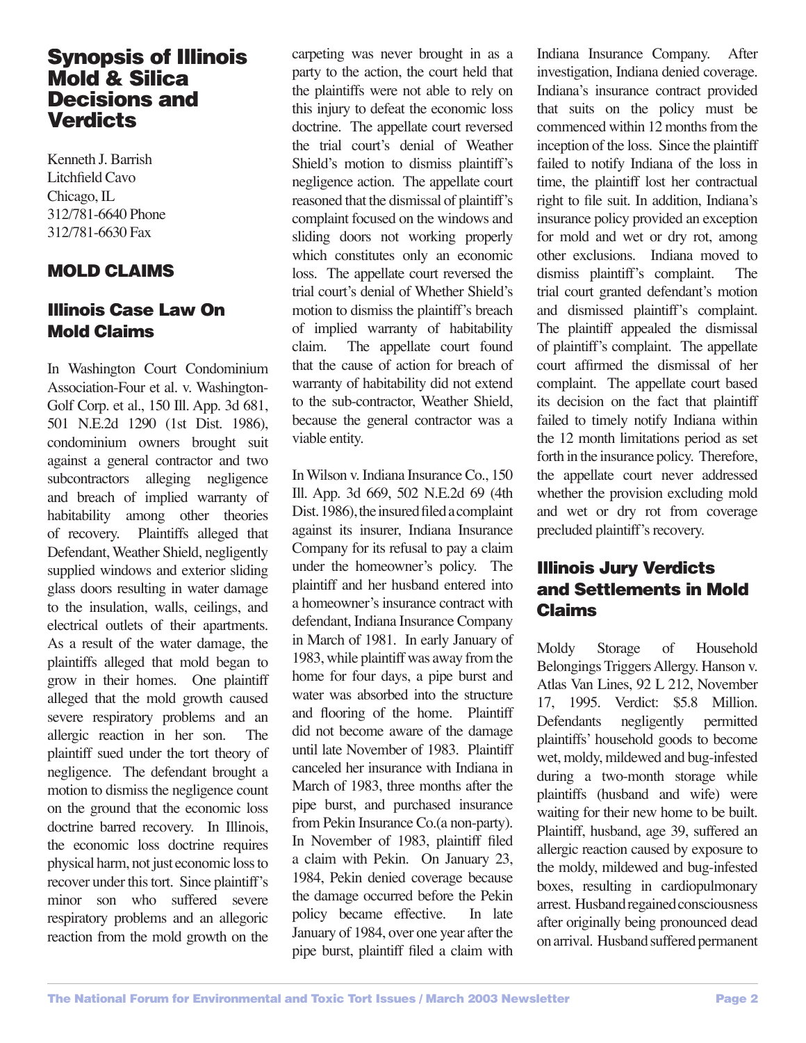# Synopsis of Illinois Mold & Silica Decisions and Verdicts

Kenneth J. Barrish
Litchfield Cavo
Chicago, IL
312/781-6640 Phone
312/781-6630 Fax

## MOLD CLAIMS

### Illinois Case Law On Mold Claims

In Washington Court Condominium Association-Four et al. v. Washington-Golf Corp. et al., 150 Ill. App. 3d 681, 501 N.E.2d 1290 (1st Dist. 1986), condominium owners brought suit against a general contractor and two subcontractors alleging negligence and breach of implied warranty of habitability among other theories of recovery. Plaintiffs alleged that Defendant, Weather Shield, negligently supplied windows and exterior sliding glass doors resulting in water damage to the insulation, walls, ceilings, and electrical outlets of their apartments. As a result of the water damage, the plaintiffs alleged that mold began to grow in their homes. One plaintiff alleged that the mold growth caused severe respiratory problems and an allergic reaction in her son. The plaintiff sued under the tort theory of negligence. The defendant brought a motion to dismiss the negligence count on the ground that the economic loss doctrine barred recovery. In Illinois, the economic loss doctrine requires physical harm, not just economic loss to recover under this tort. Since plaintiff's minor son who suffered severe respiratory problems and an allegoric reaction from the mold growth on the carpeting was never brought in as a party to the action, the court held that the plaintiffs were not able to rely on this injury to defeat the economic loss doctrine. The appellate court reversed the trial court's denial of Weather Shield's motion to dismiss plaintiff's negligence action. The appellate court reasoned that the dismissal of plaintiff's complaint focused on the windows and sliding doors not working properly which constitutes only an economic loss. The appellate court reversed the trial court's denial of Whether Shield's motion to dismiss the plaintiff's breach of implied warranty of habitability claim. The appellate court found that the cause of action for breach of warranty of habitability did not extend to the sub-contractor, Weather Shield, because the general contractor was a viable entity.

In Wilson v. Indiana Insurance Co., 150 Ill. App. 3d 669, 502 N.E.2d 69 (4th Dist. 1986), the insured filed a complaint against its insurer, Indiana Insurance Company for its refusal to pay a claim under the homeowner's policy. The plaintiff and her husband entered into a homeowner's insurance contract with defendant, Indiana Insurance Company in March of 1981. In early January of 1983, while plaintiff was away from the home for four days, a pipe burst and water was absorbed into the structure and flooring of the home. Plaintiff did not become aware of the damage until late November of 1983. Plaintiff canceled her insurance with Indiana in March of 1983, three months after the pipe burst, and purchased insurance from Pekin Insurance Co.(a non-party). In November of 1983, plaintiff filed a claim with Pekin. On January 23, 1984, Pekin denied coverage because the damage occurred before the Pekin policy became effective. In late January of 1984, over one year after the pipe burst, plaintiff filed a claim with Indiana Insurance Company. After investigation, Indiana denied coverage. Indiana's insurance contract provided that suits on the policy must be commenced within 12 months from the inception of the loss. Since the plaintiff failed to notify Indiana of the loss in time, the plaintiff lost her contractual right to file suit. In addition, Indiana's insurance policy provided an exception for mold and wet or dry rot, among other exclusions. Indiana moved to dismiss plaintiff's complaint. The trial court granted defendant's motion and dismissed plaintiff's complaint. The plaintiff appealed the dismissal of plaintiff's complaint. The appellate court affirmed the dismissal of her complaint. The appellate court based its decision on the fact that plaintiff failed to timely notify Indiana within the 12 month limitations period as set forth in the insurance policy. Therefore, the appellate court never addressed whether the provision excluding mold and wet or dry rot from coverage precluded plaintiff's recovery.

### Illinois Jury Verdicts and Settlements in Mold Claims

Moldy Storage of Household Belongings Triggers Allergy. Hanson v. Atlas Van Lines, 92 L 212, November 17, 1995. Verdict: $5.8 Million. Defendants negligently permitted plaintiffs' household goods to become wet, moldy, mildewed and bug-infested during a two-month storage while plaintiffs (husband and wife) were waiting for their new home to be built. Plaintiff, husband, age 39, suffered an allergic reaction caused by exposure to the moldy, mildewed and bug-infested boxes, resulting in cardiopulmonary arrest. Husband regained consciousness after originally being pronounced dead on arrival. Husband suffered permanent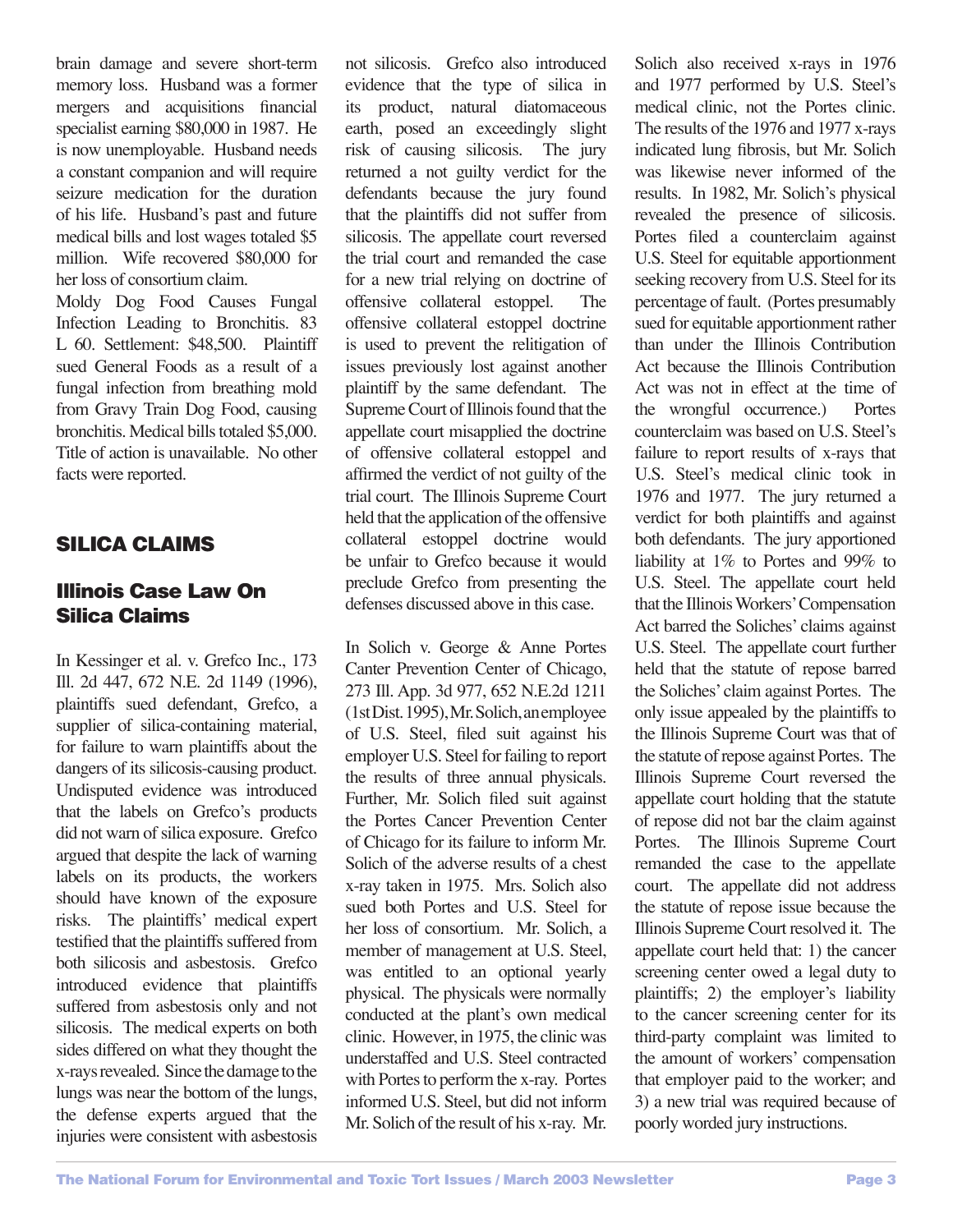brain damage and severe short-term memory loss. Husband was a former mergers and acquisitions financial specialist earning $80,000 in 1987. He is now unemployable. Husband needs a constant companion and will require seizure medication for the duration of his life. Husband's past and future medical bills and lost wages totaled $5 million. Wife recovered $80,000 for her loss of consortium claim.

Moldy Dog Food Causes Fungal Infection Leading to Bronchitis. 83 L 60. Settlement: $48,500. Plaintiff sued General Foods as a result of a fungal infection from breathing mold from Gravy Train Dog Food, causing bronchitis. Medical bills totaled $5,000. Title of action is unavailable. No other facts were reported.

## SILICA CLAIMS

### Illinois Case Law On Silica Claims

In Kessinger et al. v. Grefco Inc., 173 Ill. 2d 447, 672 N.E. 2d 1149 (1996), plaintiffs sued defendant, Grefco, a supplier of silica-containing material, for failure to warn plaintiffs about the dangers of its silicosis-causing product. Undisputed evidence was introduced that the labels on Grefco's products did not warn of silica exposure. Grefco argued that despite the lack of warning labels on its products, the workers should have known of the exposure risks. The plaintiffs' medical expert testified that the plaintiffs suffered from both silicosis and asbestosis. Grefco introduced evidence that plaintiffs suffered from asbestosis only and not silicosis. The medical experts on both sides differed on what they thought the x-rays revealed. Since the damage to the lungs was near the bottom of the lungs, the defense experts argued that the injuries were consistent with asbestosis not silicosis. Grefco also introduced evidence that the type of silica in its product, natural diatomaceous earth, posed an exceedingly slight risk of causing silicosis. The jury returned a not guilty verdict for the defendants because the jury found that the plaintiffs did not suffer from silicosis. The appellate court reversed the trial court and remanded the case for a new trial relying on doctrine of offensive collateral estoppel. The offensive collateral estoppel doctrine is used to prevent the relitigation of issues previously lost against another plaintiff by the same defendant. The Supreme Court of Illinois found that the appellate court misapplied the doctrine of offensive collateral estoppel and affirmed the verdict of not guilty of the trial court. The Illinois Supreme Court held that the application of the offensive collateral estoppel doctrine would be unfair to Grefco because it would preclude Grefco from presenting the defenses discussed above in this case.

In Solich v. George & Anne Portes Canter Prevention Center of Chicago, 273 Ill. App. 3d 977, 652 N.E.2d 1211 (1st Dist. 1995), Mr. Solich, an employee of U.S. Steel, filed suit against his employer U.S. Steel for failing to report the results of three annual physicals. Further, Mr. Solich filed suit against the Portes Cancer Prevention Center of Chicago for its failure to inform Mr. Solich of the adverse results of a chest x-ray taken in 1975. Mrs. Solich also sued both Portes and U.S. Steel for her loss of consortium. Mr. Solich, a member of management at U.S. Steel, was entitled to an optional yearly physical. The physicals were normally conducted at the plant's own medical clinic. However, in 1975, the clinic was understaffed and U.S. Steel contracted with Portes to perform the x-ray. Portes informed U.S. Steel, but did not inform Mr. Solich of the result of his x-ray. Mr. Solich also received x-rays in 1976 and 1977 performed by U.S. Steel's medical clinic, not the Portes clinic. The results of the 1976 and 1977 x-rays indicated lung fibrosis, but Mr. Solich was likewise never informed of the results. In 1982, Mr. Solich's physical revealed the presence of silicosis. Portes filed a counterclaim against U.S. Steel for equitable apportionment seeking recovery from U.S. Steel for its percentage of fault. (Portes presumably sued for equitable apportionment rather than under the Illinois Contribution Act because the Illinois Contribution Act was not in effect at the time of the wrongful occurrence.) Portes counterclaim was based on U.S. Steel's failure to report results of x-rays that U.S. Steel's medical clinic took in 1976 and 1977. The jury returned a verdict for both plaintiffs and against both defendants. The jury apportioned liability at 1% to Portes and 99% to U.S. Steel. The appellate court held that the Illinois Workers' Compensation Act barred the Soliches' claims against U.S. Steel. The appellate court further held that the statute of repose barred the Soliches' claim against Portes. The only issue appealed by the plaintiffs to the Illinois Supreme Court was that of the statute of repose against Portes. The Illinois Supreme Court reversed the appellate court holding that the statute of repose did not bar the claim against Portes. The Illinois Supreme Court remanded the case to the appellate court. The appellate did not address the statute of repose issue because the Illinois Supreme Court resolved it. The appellate court held that: 1) the cancer screening center owed a legal duty to plaintiffs; 2) the employer's liability to the cancer screening center for its third-party complaint was limited to the amount of workers' compensation that employer paid to the worker; and 3) a new trial was required because of poorly worded jury instructions.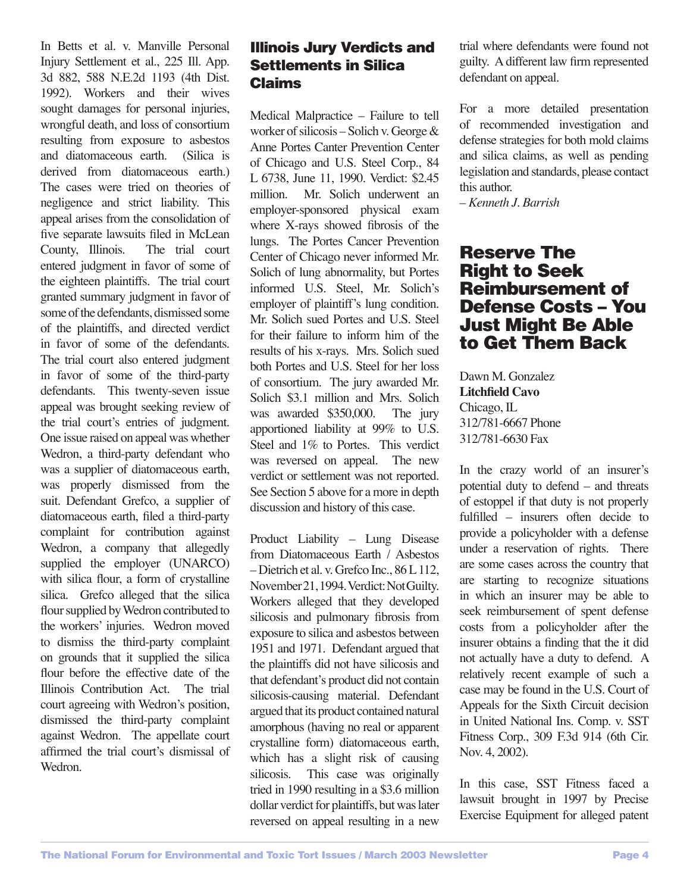In Betts et al. v. Manville Personal Injury Settlement et al., 225 Ill. App. 3d 882, 588 N.E.2d 1193 (4th Dist. 1992). Workers and their wives sought damages for personal injuries, wrongful death, and loss of consortium resulting from exposure to asbestos and diatomaceous earth. (Silica is derived from diatomaceous earth.) The cases were tried on theories of negligence and strict liability. This appeal arises from the consolidation of five separate lawsuits filed in McLean County, Illinois. The trial court entered judgment in favor of some of the eighteen plaintiffs. The trial court granted summary judgment in favor of some of the defendants, dismissed some of the plaintiffs, and directed verdict in favor of some of the defendants. The trial court also entered judgment in favor of some of the third-party defendants. This twenty-seven issue appeal was brought seeking review of the trial court's entries of judgment. One issue raised on appeal was whether Wedron, a third-party defendant who was a supplier of diatomaceous earth, was properly dismissed from the suit. Defendant Grefco, a supplier of diatomaceous earth, filed a third-party complaint for contribution against Wedron, a company that allegedly supplied the employer (UNARCO) with silica flour, a form of crystalline silica. Grefco alleged that the silica flour supplied by Wedron contributed to the workers' injuries. Wedron moved to dismiss the third-party complaint on grounds that it supplied the silica flour before the effective date of the Illinois Contribution Act. The trial court agreeing with Wedron's position, dismissed the third-party complaint against Wedron. The appellate court affirmed the trial court's dismissal of Wedron.

## Illinois Jury Verdicts and Settlements in Silica Claims

Medical Malpractice – Failure to tell worker of silicosis – Solich v. George & Anne Portes Canter Prevention Center of Chicago and U.S. Steel Corp., 84 L 6738, June 11, 1990. Verdict: $2.45 million. Mr. Solich underwent an employer-sponsored physical exam where X-rays showed fibrosis of the lungs. The Portes Cancer Prevention Center of Chicago never informed Mr. Solich of lung abnormality, but Portes informed U.S. Steel, Mr. Solich's employer of plaintiff's lung condition. Mr. Solich sued Portes and U.S. Steel for their failure to inform him of the results of his x-rays. Mrs. Solich sued both Portes and U.S. Steel for her loss of consortium. The jury awarded Mr. Solich $3.1 million and Mrs. Solich was awarded $350,000. The jury apportioned liability at 99% to U.S. Steel and 1% to Portes. This verdict was reversed on appeal. The new verdict or settlement was not reported. See Section 5 above for a more in depth discussion and history of this case.

Product Liability – Lung Disease from Diatomaceous Earth / Asbestos – Dietrich et al. v. Grefco Inc., 86 L 112, November 21, 1994. Verdict: Not Guilty. Workers alleged that they developed silicosis and pulmonary fibrosis from exposure to silica and asbestos between 1951 and 1971. Defendant argued that the plaintiffs did not have silicosis and that defendant's product did not contain silicosis-causing material. Defendant argued that its product contained natural amorphous (having no real or apparent crystalline form) diatomaceous earth, which has a slight risk of causing silicosis. This case was originally tried in 1990 resulting in a $3.6 million dollar verdict for plaintiffs, but was later reversed on appeal resulting in a new trial where defendants were found not guilty. A different law firm represented defendant on appeal.

For a more detailed presentation of recommended investigation and defense strategies for both mold claims and silica claims, as well as pending legislation and standards, please contact this author.

*– Kenneth J. Barrish*

## Reserve The Right to Seek Reimbursement of Defense Costs – You Just Might Be Able to Get Them Back

Dawn M. Gonzalez
**Litchfield Cavo**
Chicago, IL
312/781-6667 Phone
312/781-6630 Fax

In the crazy world of an insurer's potential duty to defend – and threats of estoppel if that duty is not properly fulfilled – insurers often decide to provide a policyholder with a defense under a reservation of rights. There are some cases across the country that are starting to recognize situations in which an insurer may be able to seek reimbursement of spent defense costs from a policyholder after the insurer obtains a finding that the it did not actually have a duty to defend. A relatively recent example of such a case may be found in the U.S. Court of Appeals for the Sixth Circuit decision in United National Ins. Comp. v. SST Fitness Corp., 309 F.3d 914 (6th Cir. Nov. 4, 2002).

In this case, SST Fitness faced a lawsuit brought in 1997 by Precise Exercise Equipment for alleged patent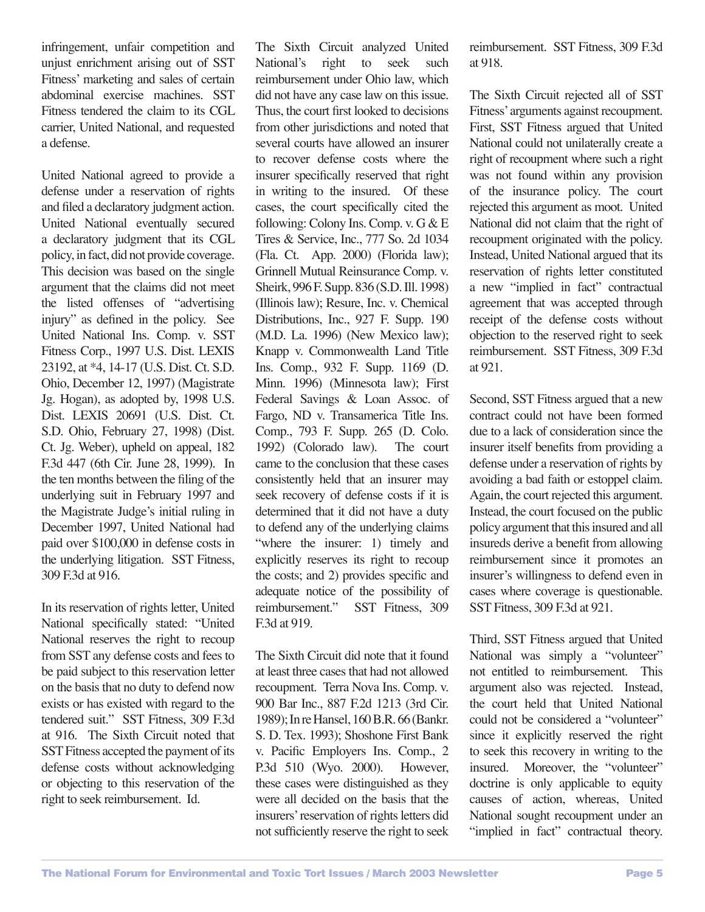infringement, unfair competition and unjust enrichment arising out of SST Fitness' marketing and sales of certain abdominal exercise machines. SST Fitness tendered the claim to its CGL carrier, United National, and requested a defense.

United National agreed to provide a defense under a reservation of rights and filed a declaratory judgment action. United National eventually secured a declaratory judgment that its CGL policy, in fact, did not provide coverage. This decision was based on the single argument that the claims did not meet the listed offenses of "advertising injury" as defined in the policy. See United National Ins. Comp. v. SST Fitness Corp., 1997 U.S. Dist. LEXIS 23192, at *4, 14-17 (U.S. Dist. Ct. S.D. Ohio, December 12, 1997) (Magistrate Jg. Hogan), as adopted by, 1998 U.S. Dist. LEXIS 20691 (U.S. Dist. Ct. S.D. Ohio, February 27, 1998) (Dist. Ct. Jg. Weber), upheld on appeal, 182 F.3d 447 (6th Cir. June 28, 1999). In the ten months between the filing of the underlying suit in February 1997 and the Magistrate Judge's initial ruling in December 1997, United National had paid over $100,000 in defense costs in the underlying litigation. SST Fitness, 309 F.3d at 916.

In its reservation of rights letter, United National specifically stated: "United National reserves the right to recoup from SST any defense costs and fees to be paid subject to this reservation letter on the basis that no duty to defend now exists or has existed with regard to the tendered suit." SST Fitness, 309 F.3d at 916. The Sixth Circuit noted that SST Fitness accepted the payment of its defense costs without acknowledging or objecting to this reservation of the right to seek reimbursement. Id.

The Sixth Circuit analyzed United National's right to seek such reimbursement under Ohio law, which did not have any case law on this issue. Thus, the court first looked to decisions from other jurisdictions and noted that several courts have allowed an insurer to recover defense costs where the insurer specifically reserved that right in writing to the insured. Of these cases, the court specifically cited the following: Colony Ins. Comp. v. G & E Tires & Service, Inc., 777 So. 2d 1034 (Fla. Ct. App. 2000) (Florida law); Grinnell Mutual Reinsurance Comp. v. Sheirk, 996 F. Supp. 836 (S.D. Ill. 1998) (Illinois law); Resure, Inc. v. Chemical Distributions, Inc., 927 F. Supp. 190 (M.D. La. 1996) (New Mexico law); Knapp v. Commonwealth Land Title Ins. Comp., 932 F. Supp. 1169 (D. Minn. 1996) (Minnesota law); First Federal Savings & Loan Assoc. of Fargo, ND v. Transamerica Title Ins. Comp., 793 F. Supp. 265 (D. Colo. 1992) (Colorado law). The court came to the conclusion that these cases consistently held that an insurer may seek recovery of defense costs if it is determined that it did not have a duty to defend any of the underlying claims "where the insurer: 1) timely and explicitly reserves its right to recoup the costs; and 2) provides specific and adequate notice of the possibility of reimbursement." SST Fitness, 309 F.3d at 919.

The Sixth Circuit did note that it found at least three cases that had not allowed recoupment. Terra Nova Ins. Comp. v. 900 Bar Inc., 887 F.2d 1213 (3rd Cir. 1989); In re Hansel, 160 B.R. 66 (Bankr. S. D. Tex. 1993); Shoshone First Bank v. Pacific Employers Ins. Comp., 2 P.3d 510 (Wyo. 2000). However, these cases were distinguished as they were all decided on the basis that the insurers' reservation of rights letters did not sufficiently reserve the right to seek reimbursement. SST Fitness, 309 F.3d at 918.

The Sixth Circuit rejected all of SST Fitness' arguments against recoupment. First, SST Fitness argued that United National could not unilaterally create a right of recoupment where such a right was not found within any provision of the insurance policy. The court rejected this argument as moot. United National did not claim that the right of recoupment originated with the policy. Instead, United National argued that its reservation of rights letter constituted a new "implied in fact" contractual agreement that was accepted through receipt of the defense costs without objection to the reserved right to seek reimbursement. SST Fitness, 309 F.3d at 921.

Second, SST Fitness argued that a new contract could not have been formed due to a lack of consideration since the insurer itself benefits from providing a defense under a reservation of rights by avoiding a bad faith or estoppel claim. Again, the court rejected this argument. Instead, the court focused on the public policy argument that this insured and all insureds derive a benefit from allowing reimbursement since it promotes an insurer's willingness to defend even in cases where coverage is questionable. SST Fitness, 309 F.3d at 921.

Third, SST Fitness argued that United National was simply a "volunteer" not entitled to reimbursement. This argument also was rejected. Instead, the court held that United National could not be considered a "volunteer" since it explicitly reserved the right to seek this recovery in writing to the insured. Moreover, the "volunteer" doctrine is only applicable to equity causes of action, whereas, United National sought recoupment under an "implied in fact" contractual theory.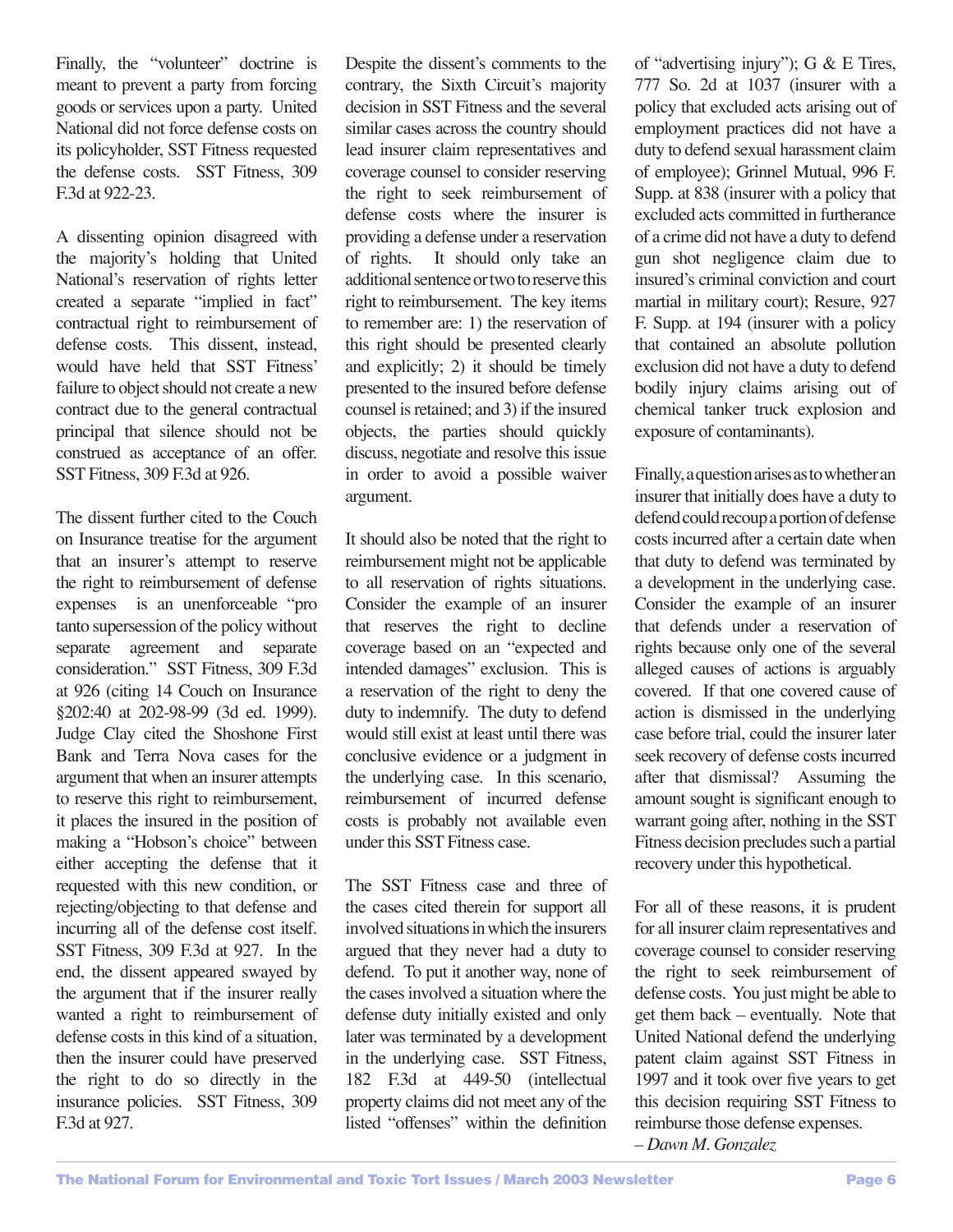Finally, the "volunteer" doctrine is meant to prevent a party from forcing goods or services upon a party. United National did not force defense costs on its policyholder, SST Fitness requested the defense costs. SST Fitness, 309 F.3d at 922-23.

A dissenting opinion disagreed with the majority's holding that United National's reservation of rights letter created a separate "implied in fact" contractual right to reimbursement of defense costs. This dissent, instead, would have held that SST Fitness' failure to object should not create a new contract due to the general contractual principal that silence should not be construed as acceptance of an offer. SST Fitness, 309 F.3d at 926.

The dissent further cited to the Couch on Insurance treatise for the argument that an insurer's attempt to reserve the right to reimbursement of defense expenses is an unenforceable "pro tanto supersession of the policy without separate agreement and separate consideration." SST Fitness, 309 F.3d at 926 (citing 14 Couch on Insurance §202:40 at 202-98-99 (3d ed. 1999). Judge Clay cited the Shoshone First Bank and Terra Nova cases for the argument that when an insurer attempts to reserve this right to reimbursement, it places the insured in the position of making a "Hobson's choice" between either accepting the defense that it requested with this new condition, or rejecting/objecting to that defense and incurring all of the defense cost itself. SST Fitness, 309 F.3d at 927. In the end, the dissent appeared swayed by the argument that if the insurer really wanted a right to reimbursement of defense costs in this kind of a situation, then the insurer could have preserved the right to do so directly in the insurance policies. SST Fitness, 309 F.3d at 927.

Despite the dissent's comments to the contrary, the Sixth Circuit's majority decision in SST Fitness and the several similar cases across the country should lead insurer claim representatives and coverage counsel to consider reserving the right to seek reimbursement of defense costs where the insurer is providing a defense under a reservation of rights. It should only take an additional sentence or two to reserve this right to reimbursement. The key items to remember are: 1) the reservation of this right should be presented clearly and explicitly; 2) it should be timely presented to the insured before defense counsel is retained; and 3) if the insured objects, the parties should quickly discuss, negotiate and resolve this issue in order to avoid a possible waiver argument.

It should also be noted that the right to reimbursement might not be applicable to all reservation of rights situations. Consider the example of an insurer that reserves the right to decline coverage based on an "expected and intended damages" exclusion. This is a reservation of the right to deny the duty to indemnify. The duty to defend would still exist at least until there was conclusive evidence or a judgment in the underlying case. In this scenario, reimbursement of incurred defense costs is probably not available even under this SST Fitness case.

The SST Fitness case and three of the cases cited therein for support all involved situations in which the insurers argued that they never had a duty to defend. To put it another way, none of the cases involved a situation where the defense duty initially existed and only later was terminated by a development in the underlying case. SST Fitness, 182 F.3d at 449-50 (intellectual property claims did not meet any of the listed "offenses" within the definition of "advertising injury"); G & E Tires, 777 So. 2d at 1037 (insurer with a policy that excluded acts arising out of employment practices did not have a duty to defend sexual harassment claim of employee); Grinnel Mutual, 996 F. Supp. at 838 (insurer with a policy that excluded acts committed in furtherance of a crime did not have a duty to defend gun shot negligence claim due to insured's criminal conviction and court martial in military court); Resure, 927 F. Supp. at 194 (insurer with a policy that contained an absolute pollution exclusion did not have a duty to defend bodily injury claims arising out of chemical tanker truck explosion and exposure of contaminants).

Finally, a question arises as to whether an insurer that initially does have a duty to defend could recoup a portion of defense costs incurred after a certain date when that duty to defend was terminated by a development in the underlying case. Consider the example of an insurer that defends under a reservation of rights because only one of the several alleged causes of actions is arguably covered. If that one covered cause of action is dismissed in the underlying case before trial, could the insurer later seek recovery of defense costs incurred after that dismissal? Assuming the amount sought is significant enough to warrant going after, nothing in the SST Fitness decision precludes such a partial recovery under this hypothetical.

For all of these reasons, it is prudent for all insurer claim representatives and coverage counsel to consider reserving the right to seek reimbursement of defense costs. You just might be able to get them back – eventually. Note that United National defend the underlying patent claim against SST Fitness in 1997 and it took over five years to get this decision requiring SST Fitness to reimburse those defense expenses.

*– Dawn M. Gonzalez*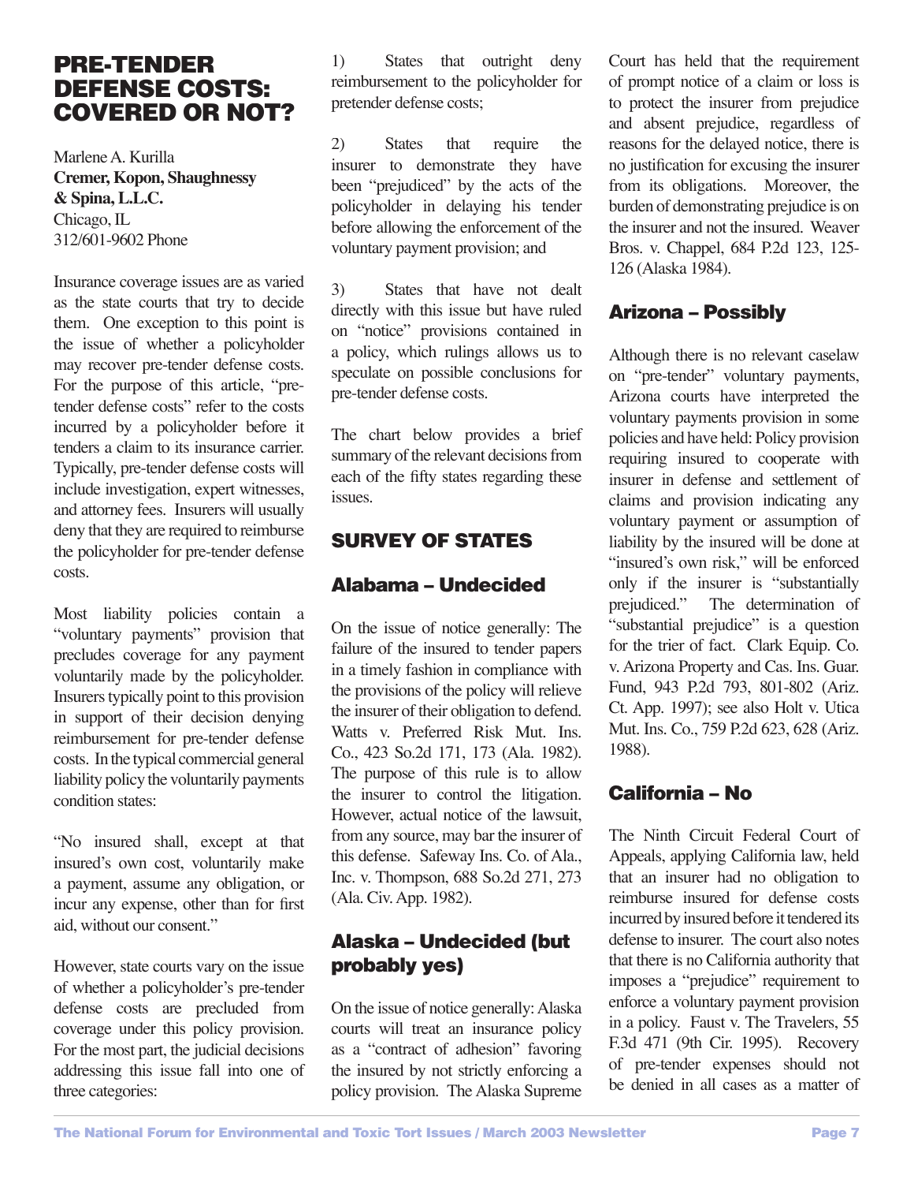# PRE-TENDER DEFENSE COSTS: COVERED OR NOT?

Marlene A. Kurilla
**Cremer, Kopon, Shaughnessy & Spina, L.L.C.**
Chicago, IL
312/601-9602 Phone

Insurance coverage issues are as varied as the state courts that try to decide them. One exception to this point is the issue of whether a policyholder may recover pre-tender defense costs. For the purpose of this article, "pre-tender defense costs" refer to the costs incurred by a policyholder before it tenders a claim to its insurance carrier. Typically, pre-tender defense costs will include investigation, expert witnesses, and attorney fees. Insurers will usually deny that they are required to reimburse the policyholder for pre-tender defense costs.

Most liability policies contain a "voluntary payments" provision that precludes coverage for any payment voluntarily made by the policyholder. Insurers typically point to this provision in support of their decision denying reimbursement for pre-tender defense costs. In the typical commercial general liability policy the voluntarily payments condition states:

"No insured shall, except at that insured's own cost, voluntarily make a payment, assume any obligation, or incur any expense, other than for first aid, without our consent."

However, state courts vary on the issue of whether a policyholder's pre-tender defense costs are precluded from coverage under this policy provision. For the most part, the judicial decisions addressing this issue fall into one of three categories:

1) States that outright deny reimbursement to the policyholder for pretender defense costs;

2) States that require the insurer to demonstrate they have been "prejudiced" by the acts of the policyholder in delaying his tender before allowing the enforcement of the voluntary payment provision; and

3) States that have not dealt directly with this issue but have ruled on "notice" provisions contained in a policy, which rulings allows us to speculate on possible conclusions for pre-tender defense costs.

The chart below provides a brief summary of the relevant decisions from each of the fifty states regarding these issues.

## SURVEY OF STATES

### Alabama – Undecided

On the issue of notice generally: The failure of the insured to tender papers in a timely fashion in compliance with the provisions of the policy will relieve the insurer of their obligation to defend. Watts v. Preferred Risk Mut. Ins. Co., 423 So.2d 171, 173 (Ala. 1982). The purpose of this rule is to allow the insurer to control the litigation. However, actual notice of the lawsuit, from any source, may bar the insurer of this defense. Safeway Ins. Co. of Ala., Inc. v. Thompson, 688 So.2d 271, 273 (Ala. Civ. App. 1982).

### Alaska – Undecided (but probably yes)

On the issue of notice generally: Alaska courts will treat an insurance policy as a "contract of adhesion" favoring the insured by not strictly enforcing a policy provision. The Alaska Supreme Court has held that the requirement of prompt notice of a claim or loss is to protect the insurer from prejudice and absent prejudice, regardless of reasons for the delayed notice, there is no justification for excusing the insurer from its obligations. Moreover, the burden of demonstrating prejudice is on the insurer and not the insured. Weaver Bros. v. Chappel, 684 P.2d 123, 125-126 (Alaska 1984).

### Arizona – Possibly

Although there is no relevant caselaw on "pre-tender" voluntary payments, Arizona courts have interpreted the voluntary payments provision in some policies and have held: Policy provision requiring insured to cooperate with insurer in defense and settlement of claims and provision indicating any voluntary payment or assumption of liability by the insured will be done at "insured's own risk," will be enforced only if the insurer is "substantially prejudiced." The determination of "substantial prejudice" is a question for the trier of fact. Clark Equip. Co. v. Arizona Property and Cas. Ins. Guar. Fund, 943 P.2d 793, 801-802 (Ariz. Ct. App. 1997); see also Holt v. Utica Mut. Ins. Co., 759 P.2d 623, 628 (Ariz. 1988).

### California – No

The Ninth Circuit Federal Court of Appeals, applying California law, held that an insurer had no obligation to reimburse insured for defense costs incurred by insured before it tendered its defense to insurer. The court also notes that there is no California authority that imposes a "prejudice" requirement to enforce a voluntary payment provision in a policy. Faust v. The Travelers, 55 F.3d 471 (9th Cir. 1995). Recovery of pre-tender expenses should not be denied in all cases as a matter of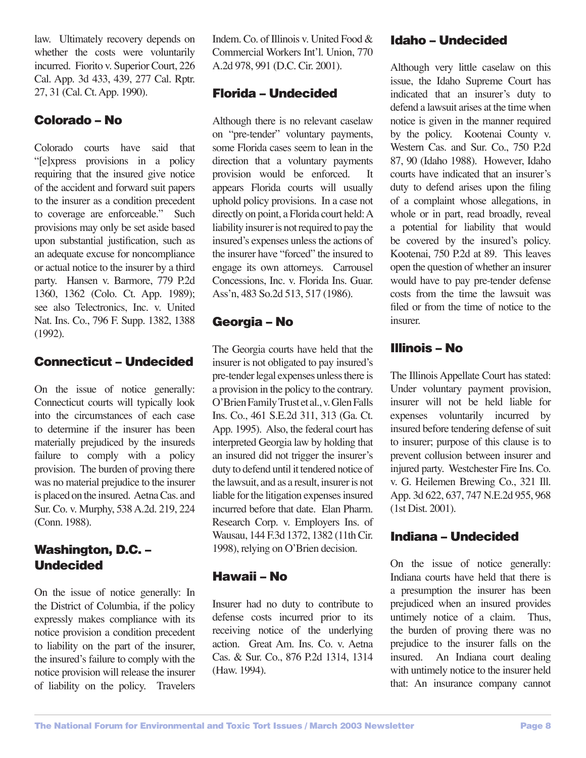law. Ultimately recovery depends on whether the costs were voluntarily incurred. Fiorito v. Superior Court, 226 Cal. App. 3d 433, 439, 277 Cal. Rptr. 27, 31 (Cal. Ct. App. 1990).

## Colorado – No

Colorado courts have said that "[e]xpress provisions in a policy requiring that the insured give notice of the accident and forward suit papers to the insurer as a condition precedent to coverage are enforceable." Such provisions may only be set aside based upon substantial justification, such as an adequate excuse for noncompliance or actual notice to the insurer by a third party. Hansen v. Barmore, 779 P.2d 1360, 1362 (Colo. Ct. App. 1989); see also Telectronics, Inc. v. United Nat. Ins. Co., 796 F. Supp. 1382, 1388 (1992).

## Connecticut – Undecided

On the issue of notice generally: Connecticut courts will typically look into the circumstances of each case to determine if the insurer has been materially prejudiced by the insureds failure to comply with a policy provision. The burden of proving there was no material prejudice to the insurer is placed on the insured. Aetna Cas. and Sur. Co. v. Murphy, 538 A.2d. 219, 224 (Conn. 1988).

## Washington, D.C. – Undecided

On the issue of notice generally: In the District of Columbia, if the policy expressly makes compliance with its notice provision a condition precedent to liability on the part of the insurer, the insured's failure to comply with the notice provision will release the insurer of liability on the policy. Travelers Indem. Co. of Illinois v. United Food & Commercial Workers Int'l. Union, 770 A.2d 978, 991 (D.C. Cir. 2001).

## Florida – Undecided

Although there is no relevant caselaw on "pre-tender" voluntary payments, some Florida cases seem to lean in the direction that a voluntary payments provision would be enforced. It appears Florida courts will usually uphold policy provisions. In a case not directly on point, a Florida court held: A liability insurer is not required to pay the insured's expenses unless the actions of the insurer have "forced" the insured to engage its own attorneys. Carrousel Concessions, Inc. v. Florida Ins. Guar. Ass'n, 483 So.2d 513, 517 (1986).

## Georgia – No

The Georgia courts have held that the insurer is not obligated to pay insured's pre-tender legal expenses unless there is a provision in the policy to the contrary. O'Brien Family Trust et al., v. Glen Falls Ins. Co., 461 S.E.2d 311, 313 (Ga. Ct. App. 1995). Also, the federal court has interpreted Georgia law by holding that an insured did not trigger the insurer's duty to defend until it tendered notice of the lawsuit, and as a result, insurer is not liable for the litigation expenses insured incurred before that date. Elan Pharm. Research Corp. v. Employers Ins. of Wausau, 144 F.3d 1372, 1382 (11th Cir. 1998), relying on O'Brien decision.

## Hawaii – No

Insurer had no duty to contribute to defense costs incurred prior to its receiving notice of the underlying action. Great Am. Ins. Co. v. Aetna Cas. & Sur. Co., 876 P.2d 1314, 1314 (Haw. 1994).

## Idaho – Undecided

Although very little caselaw on this issue, the Idaho Supreme Court has indicated that an insurer's duty to defend a lawsuit arises at the time when notice is given in the manner required by the policy. Kootenai County v. Western Cas. and Sur. Co., 750 P.2d 87, 90 (Idaho 1988). However, Idaho courts have indicated that an insurer's duty to defend arises upon the filing of a complaint whose allegations, in whole or in part, read broadly, reveal a potential for liability that would be covered by the insured's policy. Kootenai, 750 P.2d at 89. This leaves open the question of whether an insurer would have to pay pre-tender defense costs from the time the lawsuit was filed or from the time of notice to the insurer.

## Illinois – No

The Illinois Appellate Court has stated: Under voluntary payment provision, insurer will not be held liable for expenses voluntarily incurred by insured before tendering defense of suit to insurer; purpose of this clause is to prevent collusion between insurer and injured party. Westchester Fire Ins. Co. v. G. Heilemen Brewing Co., 321 Ill. App. 3d 622, 637, 747 N.E.2d 955, 968 (1st Dist. 2001).

## Indiana – Undecided

On the issue of notice generally: Indiana courts have held that there is a presumption the insurer has been prejudiced when an insured provides untimely notice of a claim. Thus, the burden of proving there was no prejudice to the insurer falls on the insured. An Indiana court dealing with untimely notice to the insurer held that: An insurance company cannot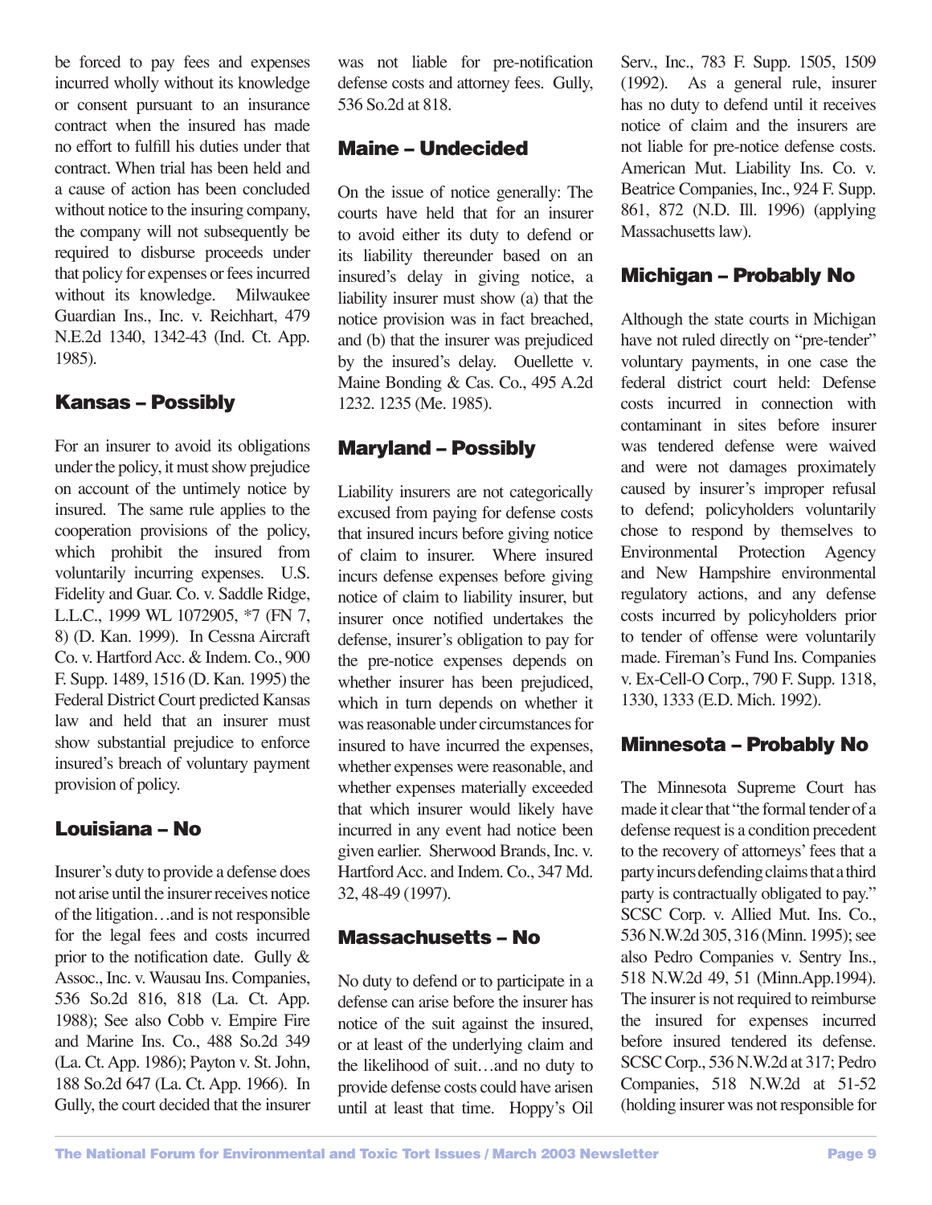be forced to pay fees and expenses incurred wholly without its knowledge or consent pursuant to an insurance contract when the insured has made no effort to fulfill his duties under that contract. When trial has been held and a cause of action has been concluded without notice to the insuring company, the company will not subsequently be required to disburse proceeds under that policy for expenses or fees incurred without its knowledge. Milwaukee Guardian Ins., Inc. v. Reichhart, 479 N.E.2d 1340, 1342-43 (Ind. Ct. App. 1985).

### Kansas – Possibly

For an insurer to avoid its obligations under the policy, it must show prejudice on account of the untimely notice by insured. The same rule applies to the cooperation provisions of the policy, which prohibit the insured from voluntarily incurring expenses. U.S. Fidelity and Guar. Co. v. Saddle Ridge, L.L.C., 1999 WL 1072905, *7 (FN 7, 8) (D. Kan. 1999). In Cessna Aircraft Co. v. Hartford Acc. & Indem. Co., 900 F. Supp. 1489, 1516 (D. Kan. 1995) the Federal District Court predicted Kansas law and held that an insurer must show substantial prejudice to enforce insured's breach of voluntary payment provision of policy.

### Louisiana – No

Insurer's duty to provide a defense does not arise until the insurer receives notice of the litigation…and is not responsible for the legal fees and costs incurred prior to the notification date. Gully & Assoc., Inc. v. Wausau Ins. Companies, 536 So.2d 816, 818 (La. Ct. App. 1988); See also Cobb v. Empire Fire and Marine Ins. Co., 488 So.2d 349 (La. Ct. App. 1986); Payton v. St. John, 188 So.2d 647 (La. Ct. App. 1966). In Gully, the court decided that the insurer was not liable for pre-notification defense costs and attorney fees. Gully, 536 So.2d at 818.

### Maine – Undecided

On the issue of notice generally: The courts have held that for an insurer to avoid either its duty to defend or its liability thereunder based on an insured's delay in giving notice, a liability insurer must show (a) that the notice provision was in fact breached, and (b) that the insurer was prejudiced by the insured's delay. Ouellette v. Maine Bonding & Cas. Co., 495 A.2d 1232. 1235 (Me. 1985).

### Maryland – Possibly

Liability insurers are not categorically excused from paying for defense costs that insured incurs before giving notice of claim to insurer. Where insured incurs defense expenses before giving notice of claim to liability insurer, but insurer once notified undertakes the defense, insurer's obligation to pay for the pre-notice expenses depends on whether insurer has been prejudiced, which in turn depends on whether it was reasonable under circumstances for insured to have incurred the expenses, whether expenses were reasonable, and whether expenses materially exceeded that which insurer would likely have incurred in any event had notice been given earlier. Sherwood Brands, Inc. v. Hartford Acc. and Indem. Co., 347 Md. 32, 48-49 (1997).

### Massachusetts – No

No duty to defend or to participate in a defense can arise before the insurer has notice of the suit against the insured, or at least of the underlying claim and the likelihood of suit…and no duty to provide defense costs could have arisen until at least that time. Hoppy's Oil Serv., Inc., 783 F. Supp. 1505, 1509 (1992). As a general rule, insurer has no duty to defend until it receives notice of claim and the insurers are not liable for pre-notice defense costs. American Mut. Liability Ins. Co. v. Beatrice Companies, Inc., 924 F. Supp. 861, 872 (N.D. Ill. 1996) (applying Massachusetts law).

### Michigan – Probably No

Although the state courts in Michigan have not ruled directly on "pre-tender" voluntary payments, in one case the federal district court held: Defense costs incurred in connection with contaminant in sites before insurer was tendered defense were waived and were not damages proximately caused by insurer's improper refusal to defend; policyholders voluntarily chose to respond by themselves to Environmental Protection Agency and New Hampshire environmental regulatory actions, and any defense costs incurred by policyholders prior to tender of offense were voluntarily made. Fireman's Fund Ins. Companies v. Ex-Cell-O Corp., 790 F. Supp. 1318, 1330, 1333 (E.D. Mich. 1992).

### Minnesota – Probably No

The Minnesota Supreme Court has made it clear that "the formal tender of a defense request is a condition precedent to the recovery of attorneys' fees that a party incurs defending claims that a third party is contractually obligated to pay." SCSC Corp. v. Allied Mut. Ins. Co., 536 N.W.2d 305, 316 (Minn. 1995); see also Pedro Companies v. Sentry Ins., 518 N.W.2d 49, 51 (Minn.App.1994). The insurer is not required to reimburse the insured for expenses incurred before insured tendered its defense. SCSC Corp., 536 N.W.2d at 317; Pedro Companies, 518 N.W.2d at 51-52 (holding insurer was not responsible for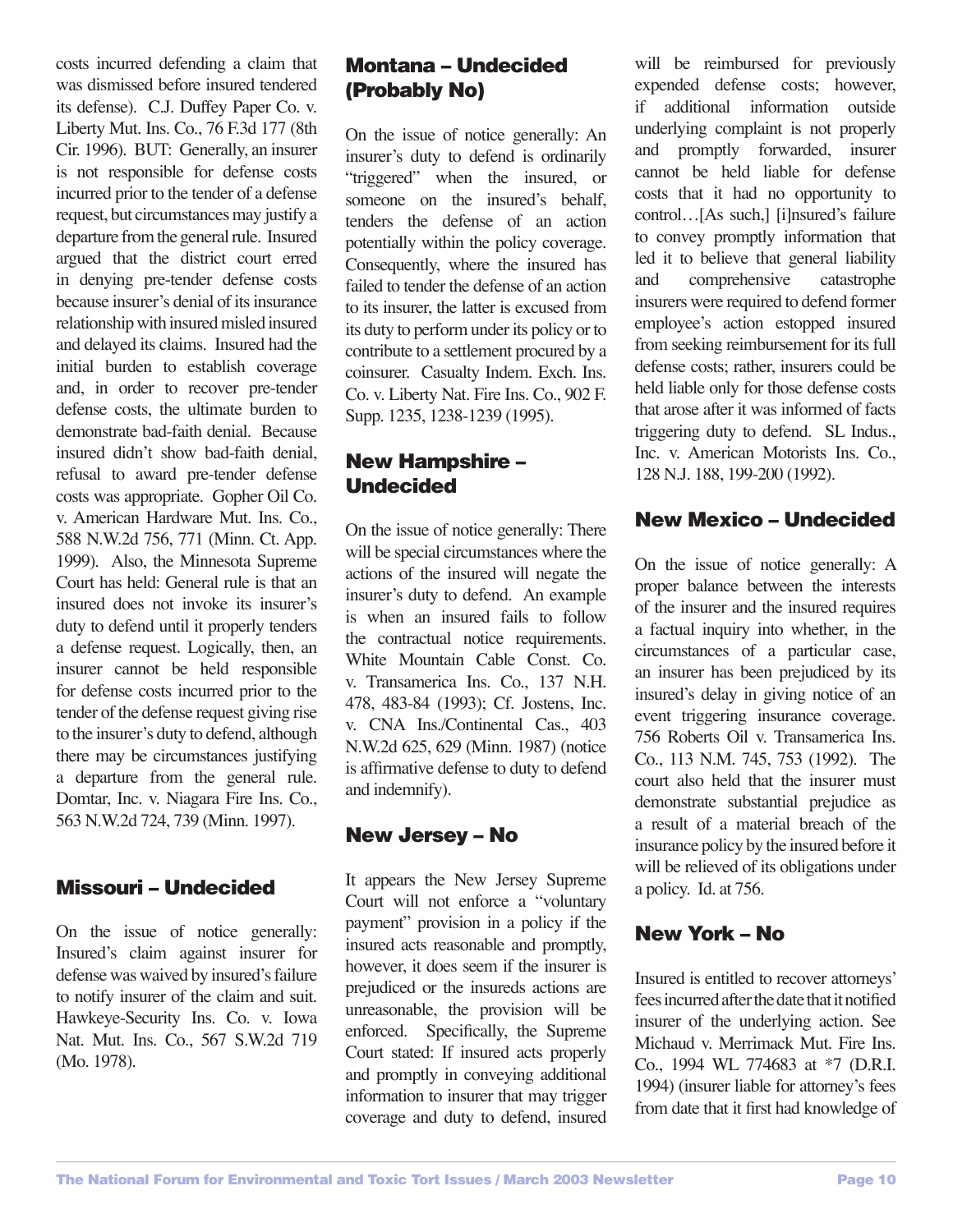costs incurred defending a claim that was dismissed before insured tendered its defense). C.J. Duffey Paper Co. v. Liberty Mut. Ins. Co., 76 F.3d 177 (8th Cir. 1996). BUT: Generally, an insurer is not responsible for defense costs incurred prior to the tender of a defense request, but circumstances may justify a departure from the general rule. Insured argued that the district court erred in denying pre-tender defense costs because insurer's denial of its insurance relationship with insured misled insured and delayed its claims. Insured had the initial burden to establish coverage and, in order to recover pre-tender defense costs, the ultimate burden to demonstrate bad-faith denial. Because insured didn't show bad-faith denial, refusal to award pre-tender defense costs was appropriate. Gopher Oil Co. v. American Hardware Mut. Ins. Co., 588 N.W.2d 756, 771 (Minn. Ct. App. 1999). Also, the Minnesota Supreme Court has held: General rule is that an insured does not invoke its insurer's duty to defend until it properly tenders a defense request. Logically, then, an insurer cannot be held responsible for defense costs incurred prior to the tender of the defense request giving rise to the insurer's duty to defend, although there may be circumstances justifying a departure from the general rule. Domtar, Inc. v. Niagara Fire Ins. Co., 563 N.W.2d 724, 739 (Minn. 1997).

## Missouri – Undecided

On the issue of notice generally: Insured's claim against insurer for defense was waived by insured's failure to notify insurer of the claim and suit. Hawkeye-Security Ins. Co. v. Iowa Nat. Mut. Ins. Co., 567 S.W.2d 719 (Mo. 1978).

## Montana – Undecided (Probably No)

On the issue of notice generally: An insurer's duty to defend is ordinarily "triggered" when the insured, or someone on the insured's behalf, tenders the defense of an action potentially within the policy coverage. Consequently, where the insured has failed to tender the defense of an action to its insurer, the latter is excused from its duty to perform under its policy or to contribute to a settlement procured by a coinsurer. Casualty Indem. Exch. Ins. Co. v. Liberty Nat. Fire Ins. Co., 902 F. Supp. 1235, 1238-1239 (1995).

## New Hampshire – Undecided

On the issue of notice generally: There will be special circumstances where the actions of the insured will negate the insurer's duty to defend. An example is when an insured fails to follow the contractual notice requirements. White Mountain Cable Const. Co. v. Transamerica Ins. Co., 137 N.H. 478, 483-84 (1993); Cf. Jostens, Inc. v. CNA Ins./Continental Cas., 403 N.W.2d 625, 629 (Minn. 1987) (notice is affirmative defense to duty to defend and indemnify).

## New Jersey – No

It appears the New Jersey Supreme Court will not enforce a "voluntary payment" provision in a policy if the insured acts reasonable and promptly, however, it does seem if the insurer is prejudiced or the insureds actions are unreasonable, the provision will be enforced. Specifically, the Supreme Court stated: If insured acts properly and promptly in conveying additional information to insurer that may trigger coverage and duty to defend, insured will be reimbursed for previously expended defense costs; however, if additional information outside underlying complaint is not properly and promptly forwarded, insurer cannot be held liable for defense costs that it had no opportunity to control…[As such,] [i]nsured's failure to convey promptly information that led it to believe that general liability and comprehensive catastrophe insurers were required to defend former employee's action estopped insured from seeking reimbursement for its full defense costs; rather, insurers could be held liable only for those defense costs that arose after it was informed of facts triggering duty to defend. SL Indus., Inc. v. American Motorists Ins. Co., 128 N.J. 188, 199-200 (1992).

## New Mexico – Undecided

On the issue of notice generally: A proper balance between the interests of the insurer and the insured requires a factual inquiry into whether, in the circumstances of a particular case, an insurer has been prejudiced by its insured's delay in giving notice of an event triggering insurance coverage. 756 Roberts Oil v. Transamerica Ins. Co., 113 N.M. 745, 753 (1992). The court also held that the insurer must demonstrate substantial prejudice as a result of a material breach of the insurance policy by the insured before it will be relieved of its obligations under a policy. Id. at 756.

## New York – No

Insured is entitled to recover attorneys' fees incurred after the date that it notified insurer of the underlying action. See Michaud v. Merrimack Mut. Fire Ins. Co., 1994 WL 774683 at *7 (D.R.I. 1994) (insurer liable for attorney's fees from date that it first had knowledge of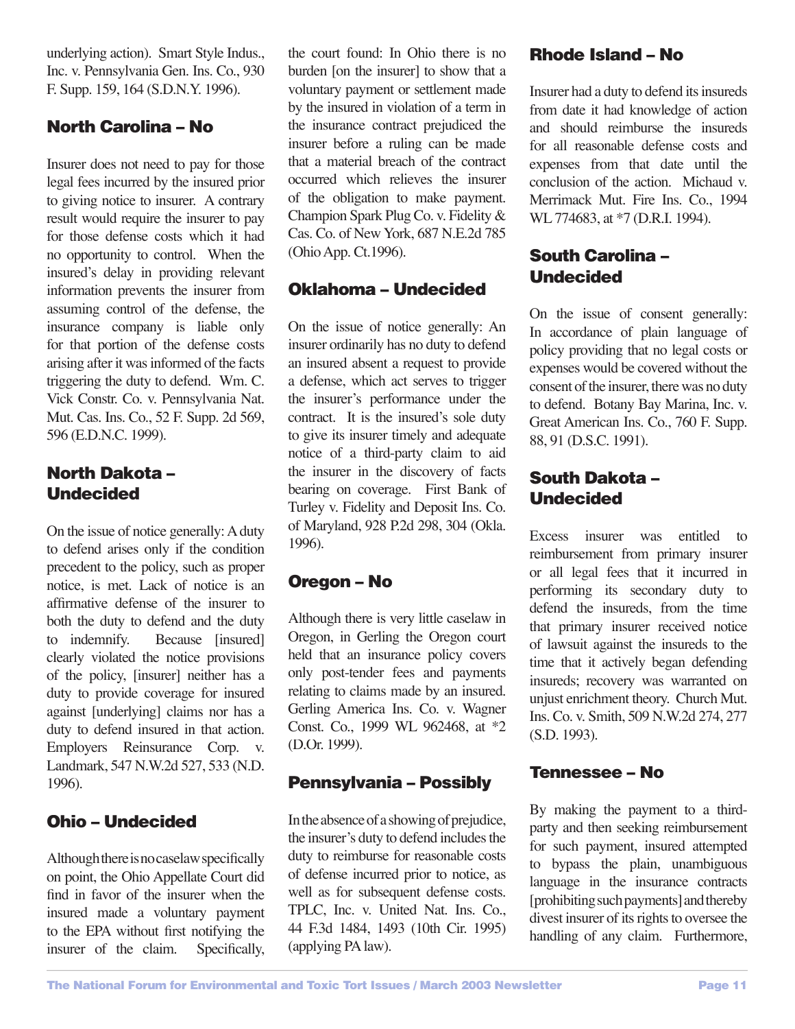underlying action). Smart Style Indus., Inc. v. Pennsylvania Gen. Ins. Co., 930 F. Supp. 159, 164 (S.D.N.Y. 1996).

## North Carolina – No

Insurer does not need to pay for those legal fees incurred by the insured prior to giving notice to insurer. A contrary result would require the insurer to pay for those defense costs which it had no opportunity to control. When the insured's delay in providing relevant information prevents the insurer from assuming control of the defense, the insurance company is liable only for that portion of the defense costs arising after it was informed of the facts triggering the duty to defend. Wm. C. Vick Constr. Co. v. Pennsylvania Nat. Mut. Cas. Ins. Co., 52 F. Supp. 2d 569, 596 (E.D.N.C. 1999).

## North Dakota – Undecided

On the issue of notice generally: A duty to defend arises only if the condition precedent to the policy, such as proper notice, is met. Lack of notice is an affirmative defense of the insurer to both the duty to defend and the duty to indemnify. Because [insured] clearly violated the notice provisions of the policy, [insurer] neither has a duty to provide coverage for insured against [underlying] claims nor has a duty to defend insured in that action. Employers Reinsurance Corp. v. Landmark, 547 N.W.2d 527, 533 (N.D. 1996).

## Ohio – Undecided

Although there is no caselaw specifically on point, the Ohio Appellate Court did find in favor of the insurer when the insured made a voluntary payment to the EPA without first notifying the insurer of the claim. Specifically, the court found: In Ohio there is no burden [on the insurer] to show that a voluntary payment or settlement made by the insured in violation of a term in the insurance contract prejudiced the insurer before a ruling can be made that a material breach of the contract occurred which relieves the insurer of the obligation to make payment. Champion Spark Plug Co. v. Fidelity & Cas. Co. of New York, 687 N.E.2d 785 (Ohio App. Ct.1996).

## Oklahoma – Undecided

On the issue of notice generally: An insurer ordinarily has no duty to defend an insured absent a request to provide a defense, which act serves to trigger the insurer's performance under the contract. It is the insured's sole duty to give its insurer timely and adequate notice of a third-party claim to aid the insurer in the discovery of facts bearing on coverage. First Bank of Turley v. Fidelity and Deposit Ins. Co. of Maryland, 928 P.2d 298, 304 (Okla. 1996).

## Oregon – No

Although there is very little caselaw in Oregon, in Gerling the Oregon court held that an insurance policy covers only post-tender fees and payments relating to claims made by an insured. Gerling America Ins. Co. v. Wagner Const. Co., 1999 WL 962468, at *2 (D.Or. 1999).

## Pennsylvania – Possibly

In the absence of a showing of prejudice, the insurer's duty to defend includes the duty to reimburse for reasonable costs of defense incurred prior to notice, as well as for subsequent defense costs. TPLC, Inc. v. United Nat. Ins. Co., 44 F.3d 1484, 1493 (10th Cir. 1995) (applying PA law).

## Rhode Island – No

Insurer had a duty to defend its insureds from date it had knowledge of action and should reimburse the insureds for all reasonable defense costs and expenses from that date until the conclusion of the action. Michaud v. Merrimack Mut. Fire Ins. Co., 1994 WL 774683, at *7 (D.R.I. 1994).

## South Carolina – Undecided

On the issue of consent generally: In accordance of plain language of policy providing that no legal costs or expenses would be covered without the consent of the insurer, there was no duty to defend. Botany Bay Marina, Inc. v. Great American Ins. Co., 760 F. Supp. 88, 91 (D.S.C. 1991).

## South Dakota – Undecided

Excess insurer was entitled to reimbursement from primary insurer or all legal fees that it incurred in performing its secondary duty to defend the insureds, from the time that primary insurer received notice of lawsuit against the insureds to the time that it actively began defending insureds; recovery was warranted on unjust enrichment theory. Church Mut. Ins. Co. v. Smith, 509 N.W.2d 274, 277 (S.D. 1993).

## Tennessee – No

By making the payment to a third-party and then seeking reimbursement for such payment, insured attempted to bypass the plain, unambiguous language in the insurance contracts [prohibiting such payments] and thereby divest insurer of its rights to oversee the handling of any claim. Furthermore,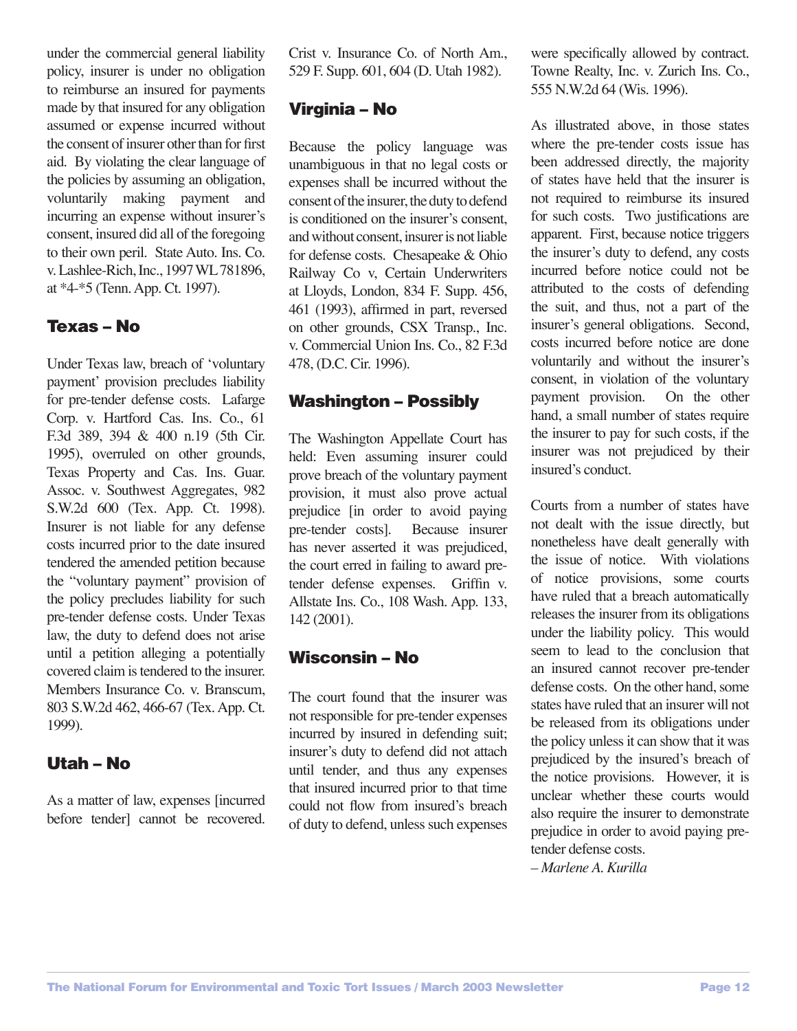under the commercial general liability policy, insurer is under no obligation to reimburse an insured for payments made by that insured for any obligation assumed or expense incurred without the consent of insurer other than for first aid. By violating the clear language of the policies by assuming an obligation, voluntarily making payment and incurring an expense without insurer's consent, insured did all of the foregoing to their own peril. State Auto. Ins. Co. v. Lashlee-Rich, Inc., 1997 WL 781896, at *4-*5 (Tenn. App. Ct. 1997).

## Texas – No

Under Texas law, breach of 'voluntary payment' provision precludes liability for pre-tender defense costs. Lafarge Corp. v. Hartford Cas. Ins. Co., 61 F.3d 389, 394 & 400 n.19 (5th Cir. 1995), overruled on other grounds, Texas Property and Cas. Ins. Guar. Assoc. v. Southwest Aggregates, 982 S.W.2d 600 (Tex. App. Ct. 1998). Insurer is not liable for any defense costs incurred prior to the date insured tendered the amended petition because the "voluntary payment" provision of the policy precludes liability for such pre-tender defense costs. Under Texas law, the duty to defend does not arise until a petition alleging a potentially covered claim is tendered to the insurer. Members Insurance Co. v. Branscum, 803 S.W.2d 462, 466-67 (Tex. App. Ct. 1999).

## Utah – No

As a matter of law, expenses [incurred before tender] cannot be recovered. Crist v. Insurance Co. of North Am., 529 F. Supp. 601, 604 (D. Utah 1982).

## Virginia – No

Because the policy language was unambiguous in that no legal costs or expenses shall be incurred without the consent of the insurer, the duty to defend is conditioned on the insurer's consent, and without consent, insurer is not liable for defense costs. Chesapeake & Ohio Railway Co v, Certain Underwriters at Lloyds, London, 834 F. Supp. 456, 461 (1993), affirmed in part, reversed on other grounds, CSX Transp., Inc. v. Commercial Union Ins. Co., 82 F.3d 478, (D.C. Cir. 1996).

## Washington – Possibly

The Washington Appellate Court has held: Even assuming insurer could prove breach of the voluntary payment provision, it must also prove actual prejudice [in order to avoid paying pre-tender costs]. Because insurer has never asserted it was prejudiced, the court erred in failing to award pre-tender defense expenses. Griffin v. Allstate Ins. Co., 108 Wash. App. 133, 142 (2001).

## Wisconsin – No

The court found that the insurer was not responsible for pre-tender expenses incurred by insured in defending suit; insurer's duty to defend did not attach until tender, and thus any expenses that insured incurred prior to that time could not flow from insured's breach of duty to defend, unless such expenses were specifically allowed by contract. Towne Realty, Inc. v. Zurich Ins. Co., 555 N.W.2d 64 (Wis. 1996).

As illustrated above, in those states where the pre-tender costs issue has been addressed directly, the majority of states have held that the insurer is not required to reimburse its insured for such costs. Two justifications are apparent. First, because notice triggers the insurer's duty to defend, any costs incurred before notice could not be attributed to the costs of defending the suit, and thus, not a part of the insurer's general obligations. Second, costs incurred before notice are done voluntarily and without the insurer's consent, in violation of the voluntary payment provision. On the other hand, a small number of states require the insurer to pay for such costs, if the insurer was not prejudiced by their insured's conduct.

Courts from a number of states have not dealt with the issue directly, but nonetheless have dealt generally with the issue of notice. With violations of notice provisions, some courts have ruled that a breach automatically releases the insurer from its obligations under the liability policy. This would seem to lead to the conclusion that an insured cannot recover pre-tender defense costs. On the other hand, some states have ruled that an insurer will not be released from its obligations under the policy unless it can show that it was prejudiced by the insured's breach of the notice provisions. However, it is unclear whether these courts would also require the insurer to demonstrate prejudice in order to avoid paying pre-tender defense costs.

*– Marlene A. Kurilla*